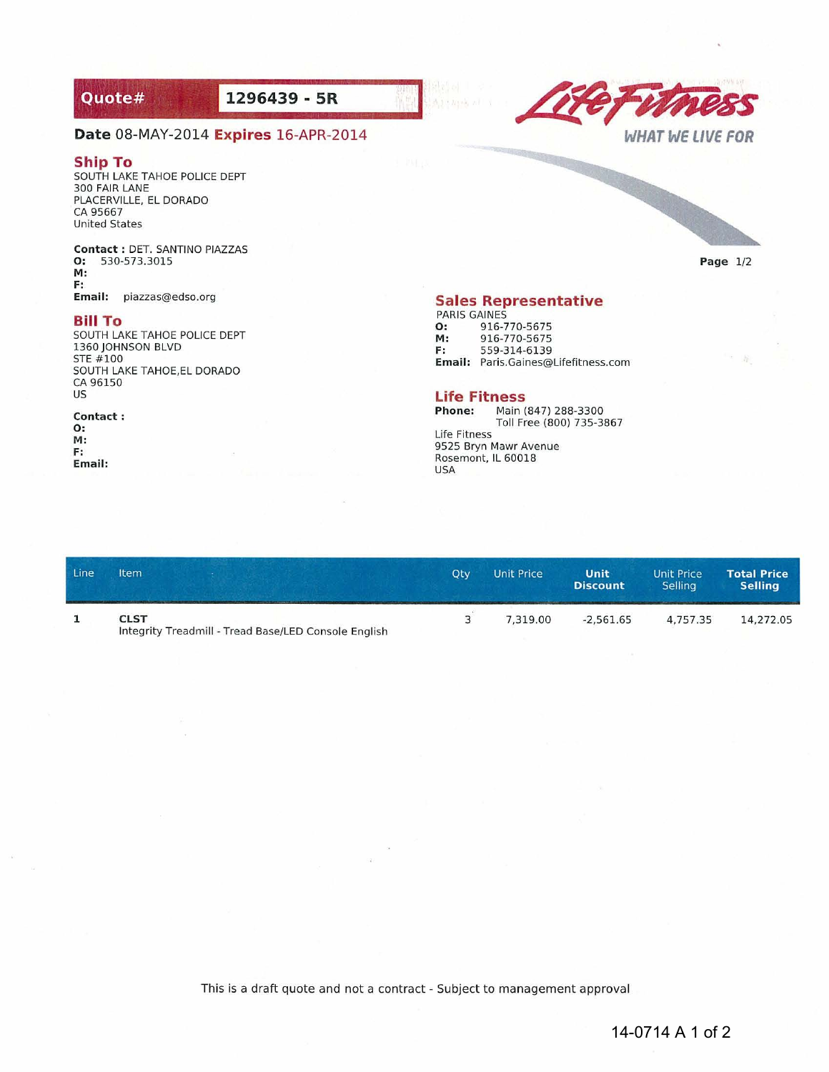**Quote#** 1296439 - 5R

**Date** 08-MAY-2014 **Expires** 16-APR-2014

Life Fitness

WHAT WE LIVE FOR

## Ship To

SOUTH LAKE TAHOE POLICE DEPT
300 FAIR LANE
PLACERVILLE, EL DORADO
CA 95667
United States

**Contact :** DET. SANTINO PIAZZAS
**O:** 530-573.3015
**M:**
**F:**
**Email:** piazzas@edso.org

## Bill To

SOUTH LAKE TAHOE POLICE DEPT
1360 JOHNSON BLVD
STE #100
SOUTH LAKE TAHOE,EL DORADO
CA 96150
US

**Contact :**
**O:**
**M:**
**F:**
**Email:**

Page 1/2

## Sales Representative

PARIS GAINES
**O:** 916-770-5675
**M:** 916-770-5675
**F:** 559-314-6139
**Email:** Paris.Gaines@Lifefitness.com

## Life Fitness

**Phone:** Main (847) 288-3300
Toll Free (800) 735-3867

Life Fitness
9525 Bryn Mawr Avenue
Rosemont, IL 60018
USA

| Line | Item | Qty | Unit Price | Unit Discount | Unit Price Selling | Total Price Selling |
|---|---|---|---|---|---|---|
| 1 | **CLST** Integrity Treadmill - Tread Base/LED Console English | 3 | 7,319.00 | -2,561.65 | 4,757.35 | 14,272.05 |

This is a draft quote and not a contract - Subject to management approval

14-0714 A 1 of 2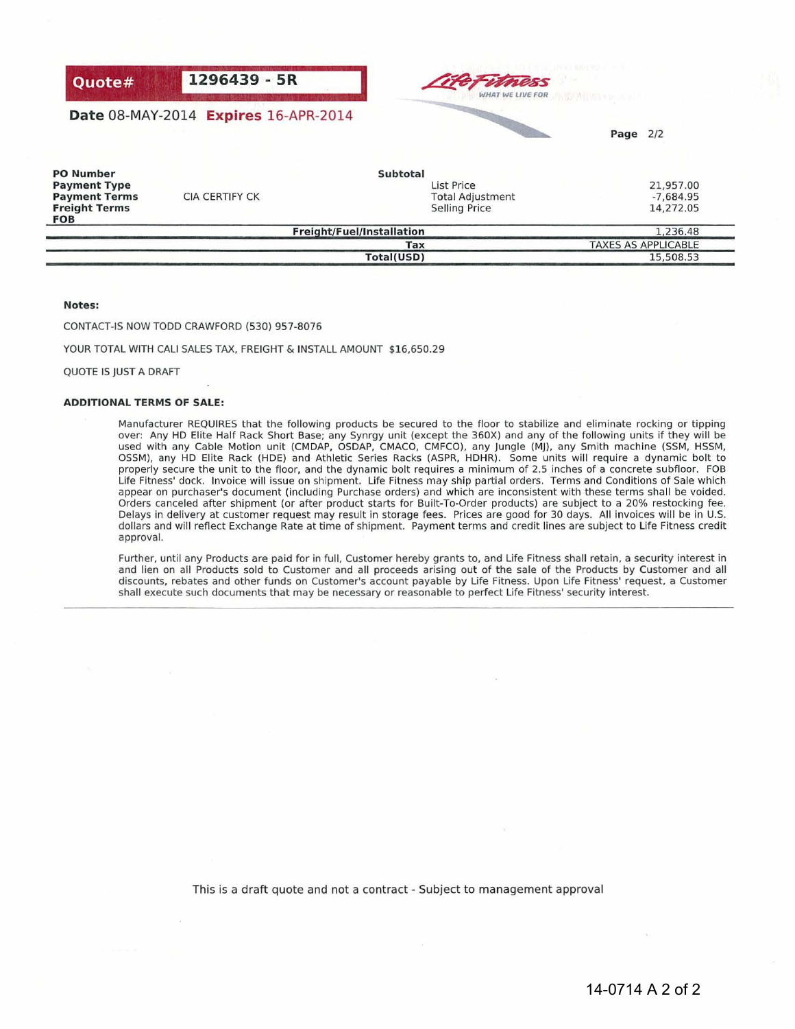**Quote#** 1296439 - 5R

**Date** 08-MAY-2014 **Expires** 16-APR-2014

Life Fitness — WHAT WE LIVE FOR

| | | | |
|---|---|---|---|
| **PO Number** | | **Subtotal** | |
| **Payment Type** | | List Price | 21,957.00 |
| **Payment Terms** | CIA CERTIFY CK | Total Adjustment | -7,684.95 |
| **Freight Terms** | | Selling Price | 14,272.05 |
| **FOB** | | | |
| | | **Freight/Fuel/Installation** | 1,236.48 |
| | | **Tax** | TAXES AS APPLICABLE |
| | | **Total(USD)** | 15,508.53 |

**Notes:**

CONTACT-IS NOW TODD CRAWFORD (530) 957-8076

YOUR TOTAL WITH CALI SALES TAX, FREIGHT & INSTALL AMOUNT $16,650.29

QUOTE IS JUST A DRAFT

**ADDITIONAL TERMS OF SALE:**

Manufacturer REQUIRES that the following products be secured to the floor to stabilize and eliminate rocking or tipping over: Any HD Elite Half Rack Short Base; any Synrgy unit (except the 360X) and any of the following units if they will be used with any Cable Motion unit (CMDAP, OSDAP, CMACO, CMFCO), any Jungle (MJ), any Smith machine (SSM, HSSM, OSSM), any HD Elite Rack (HDE) and Athletic Series Racks (ASPR, HDHR). Some units will require a dynamic bolt to properly secure the unit to the floor, and the dynamic bolt requires a minimum of 2.5 inches of a concrete subfloor. FOB Life Fitness' dock. Invoice will issue on shipment. Life Fitness may ship partial orders. Terms and Conditions of Sale which appear on purchaser's document (including Purchase orders) and which are inconsistent with these terms shall be voided. Orders canceled after shipment (or after product starts for Built-To-Order products) are subject to a 20% restocking fee. Delays in delivery at customer request may result in storage fees. Prices are good for 30 days. All invoices will be in U.S. dollars and will reflect Exchange Rate at time of shipment. Payment terms and credit lines are subject to Life Fitness credit approval.

Further, until any Products are paid for in full, Customer hereby grants to, and Life Fitness shall retain, a security interest in and lien on all Products sold to Customer and all proceeds arising out of the sale of the Products by Customer and all discounts, rebates and other funds on Customer's account payable by Life Fitness. Upon Life Fitness' request, a Customer shall execute such documents that may be necessary or reasonable to perfect Life Fitness' security interest.

This is a draft quote and not a contract - Subject to management approval

14-0714 A 2 of 2